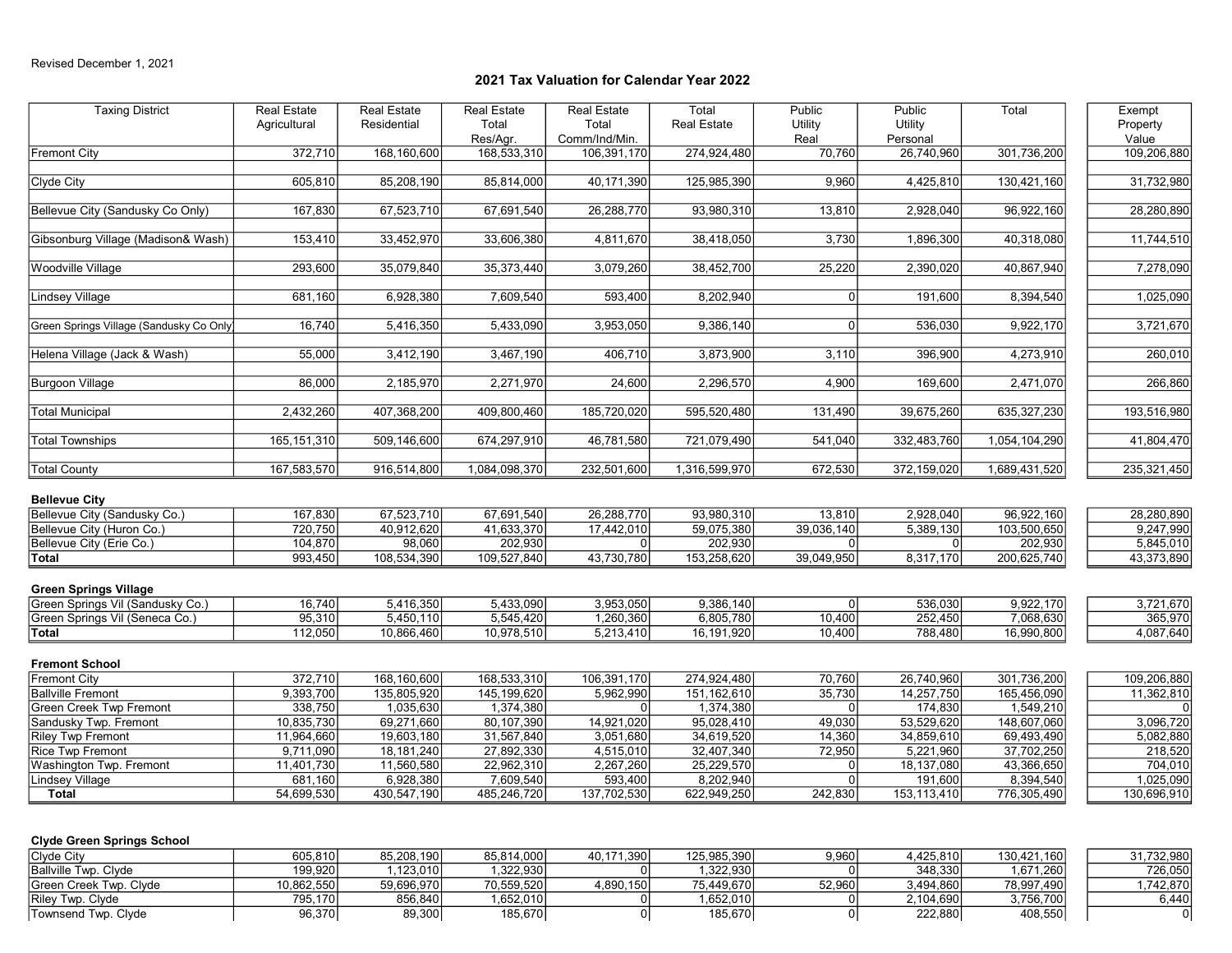Revised December 1, 2021

## 2021 Tax Valuation for Calendar Year 2022

| Taxing District | Real Estate Agricultural | Real Estate Residential | Real Estate Total Res/Agr. | Real Estate Total Comm/Ind/Min. | Total Real Estate | Public Utility Real | Public Utility Personal | Total | Exempt Property Value |
|---|---|---|---|---|---|---|---|---|---|
| Fremont City | 372,710 | 168,160,600 | 168,533,310 | 106,391,170 | 274,924,480 | 70,760 | 26,740,960 | 301,736,200 | 109,206,880 |
| Clyde City | 605,810 | 85,208,190 | 85,814,000 | 40,171,390 | 125,985,390 | 9,960 | 4,425,810 | 130,421,160 | 31,732,980 |
| Bellevue City (Sandusky Co Only) | 167,830 | 67,523,710 | 67,691,540 | 26,288,770 | 93,980,310 | 13,810 | 2,928,040 | 96,922,160 | 28,280,890 |
| Gibsonburg Village (Madison& Wash) | 153,410 | 33,452,970 | 33,606,380 | 4,811,670 | 38,418,050 | 3,730 | 1,896,300 | 40,318,080 | 11,744,510 |
| Woodville Village | 293,600 | 35,079,840 | 35,373,440 | 3,079,260 | 38,452,700 | 25,220 | 2,390,020 | 40,867,940 | 7,278,090 |
| Lindsey Village | 681,160 | 6,928,380 | 7,609,540 | 593,400 | 8,202,940 | 0 | 191,600 | 8,394,540 | 1,025,090 |
| Green Springs Village (Sandusky Co Only) | 16,740 | 5,416,350 | 5,433,090 | 3,953,050 | 9,386,140 | 0 | 536,030 | 9,922,170 | 3,721,670 |
| Helena Village (Jack & Wash) | 55,000 | 3,412,190 | 3,467,190 | 406,710 | 3,873,900 | 3,110 | 396,900 | 4,273,910 | 260,010 |
| Burgoon Village | 86,000 | 2,185,970 | 2,271,970 | 24,600 | 2,296,570 | 4,900 | 169,600 | 2,471,070 | 266,860 |
| Total Municipal | 2,432,260 | 407,368,200 | 409,800,460 | 185,720,020 | 595,520,480 | 131,490 | 39,675,260 | 635,327,230 | 193,516,980 |
| Total Townships | 165,151,310 | 509,146,600 | 674,297,910 | 46,781,580 | 721,079,490 | 541,040 | 332,483,760 | 1,054,104,290 | 41,804,470 |
| Total County | 167,583,570 | 916,514,800 | 1,084,098,370 | 232,501,600 | 1,316,599,970 | 672,530 | 372,159,020 | 1,689,431,520 | 235,321,450 |

**Bellevue City**

| Taxing District | Real Estate Agricultural | Real Estate Residential | Real Estate Total Res/Agr. | Real Estate Total Comm/Ind/Min. | Total Real Estate | Public Utility Real | Public Utility Personal | Total | Exempt Property Value |
|---|---|---|---|---|---|---|---|---|---|
| Bellevue City (Sandusky Co.) | 167,830 | 67,523,710 | 67,691,540 | 26,288,770 | 93,980,310 | 13,810 | 2,928,040 | 96,922,160 | 28,280,890 |
| Bellevue City (Huron Co.) | 720,750 | 40,912,620 | 41,633,370 | 17,442,010 | 59,075,380 | 39,036,140 | 5,389,130 | 103,500,650 | 9,247,990 |
| Bellevue City (Erie Co.) | 104,870 | 98,060 | 202,930 | 0 | 202,930 | 0 | 0 | 202,930 | 5,845,010 |
| **Total** | 993,450 | 108,534,390 | 109,527,840 | 43,730,780 | 153,258,620 | 39,049,950 | 8,317,170 | 200,625,740 | 43,373,890 |

**Green Springs Village**

| Taxing District | Real Estate Agricultural | Real Estate Residential | Real Estate Total Res/Agr. | Real Estate Total Comm/Ind/Min. | Total Real Estate | Public Utility Real | Public Utility Personal | Total | Exempt Property Value |
|---|---|---|---|---|---|---|---|---|---|
| Green Springs Vil (Sandusky Co.) | 16,740 | 5,416,350 | 5,433,090 | 3,953,050 | 9,386,140 | 0 | 536,030 | 9,922,170 | 3,721,670 |
| Green Springs Vil (Seneca Co.) | 95,310 | 5,450,110 | 5,545,420 | 1,260,360 | 6,805,780 | 10,400 | 252,450 | 7,068,630 | 365,970 |
| **Total** | 112,050 | 10,866,460 | 10,978,510 | 5,213,410 | 16,191,920 | 10,400 | 788,480 | 16,990,800 | 4,087,640 |

**Fremont School**

| Taxing District | Real Estate Agricultural | Real Estate Residential | Real Estate Total Res/Agr. | Real Estate Total Comm/Ind/Min. | Total Real Estate | Public Utility Real | Public Utility Personal | Total | Exempt Property Value |
|---|---|---|---|---|---|---|---|---|---|
| Fremont City | 372,710 | 168,160,600 | 168,533,310 | 106,391,170 | 274,924,480 | 70,760 | 26,740,960 | 301,736,200 | 109,206,880 |
| Ballville Fremont | 9,393,700 | 135,805,920 | 145,199,620 | 5,962,990 | 151,162,610 | 35,730 | 14,257,750 | 165,456,090 | 11,362,810 |
| Green Creek Twp Fremont | 338,750 | 1,035,630 | 1,374,380 | 0 | 1,374,380 | 0 | 174,830 | 1,549,210 | 0 |
| Sandusky Twp. Fremont | 10,835,730 | 69,271,660 | 80,107,390 | 14,921,020 | 95,028,410 | 49,030 | 53,529,620 | 148,607,060 | 3,096,720 |
| Riley Twp Fremont | 11,964,660 | 19,603,180 | 31,567,840 | 3,051,680 | 34,619,520 | 14,360 | 34,859,610 | 69,493,490 | 5,082,880 |
| Rice Twp Fremont | 9,711,090 | 18,181,240 | 27,892,330 | 4,515,010 | 32,407,340 | 72,950 | 5,221,960 | 37,702,250 | 218,520 |
| Washington Twp. Fremont | 11,401,730 | 11,560,580 | 22,962,310 | 2,267,260 | 25,229,570 | 0 | 18,137,080 | 43,366,650 | 704,010 |
| Lindsey Village | 681,160 | 6,928,380 | 7,609,540 | 593,400 | 8,202,940 | 0 | 191,600 | 8,394,540 | 1,025,090 |
| **Total** | 54,699,530 | 430,547,190 | 485,246,720 | 137,702,530 | 622,949,250 | 242,830 | 153,113,410 | 776,305,490 | 130,696,910 |

**Clyde Green Springs School**

| Taxing District | Real Estate Agricultural | Real Estate Residential | Real Estate Total Res/Agr. | Real Estate Total Comm/Ind/Min. | Total Real Estate | Public Utility Real | Public Utility Personal | Total | Exempt Property Value |
|---|---|---|---|---|---|---|---|---|---|
| Clyde City | 605,810 | 85,208,190 | 85,814,000 | 40,171,390 | 125,985,390 | 9,960 | 4,425,810 | 130,421,160 | 31,732,980 |
| Ballville Twp. Clyde | 199,920 | 1,123,010 | 1,322,930 | 0 | 1,322,930 | 0 | 348,330 | 1,671,260 | 726,050 |
| Green Creek Twp. Clyde | 10,862,550 | 59,696,970 | 70,559,520 | 4,890,150 | 75,449,670 | 52,960 | 3,494,860 | 78,997,490 | 1,742,870 |
| Riley Twp. Clyde | 795,170 | 856,840 | 1,652,010 | 0 | 1,652,010 | 0 | 2,104,690 | 3,756,700 | 6,440 |
| Townsend Twp. Clyde | 96,370 | 89,300 | 185,670 | 0 | 185,670 | 0 | 222,880 | 408,550 | 0 |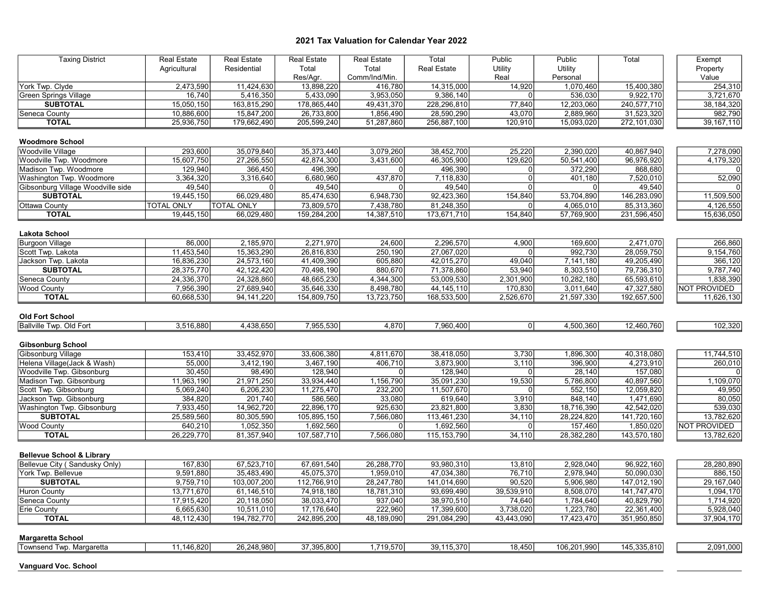## 2021 Tax Valuation for Calendar Year 2022

| Taxing District | Real Estate Agricultural | Real Estate Residential | Real Estate Total Res/Agr. | Real Estate Total Comm/Ind/Min. | Total Real Estate | Public Utility Real | Public Utility Personal | Total | Exempt Property Value |
|---|---|---|---|---|---|---|---|---|---|
| York Twp. Clyde | 2,473,590 | 11,424,630 | 13,898,220 | 416,780 | 14,315,000 | 14,920 | 1,070,460 | 15,400,380 | 254,310 |
| Green Springs Village | 16,740 | 5,416,350 | 5,433,090 | 3,953,050 | 9,386,140 | 0 | 536,030 | 9,922,170 | 3,721,670 |
| **SUBTOTAL** | 15,050,150 | 163,815,290 | 178,865,440 | 49,431,370 | 228,296,810 | 77,840 | 12,203,060 | 240,577,710 | 38,184,320 |
| Seneca County | 10,886,600 | 15,847,200 | 26,733,800 | 1,856,490 | 28,590,290 | 43,070 | 2,889,960 | 31,523,320 | 982,790 |
| **TOTAL** | 25,936,750 | 179,662,490 | 205,599,240 | 51,287,860 | 256,887,100 | 120,910 | 15,093,020 | 272,101,030 | 39,167,110 |
| | | | | | | | | | |
| **Woodmore School** | | | | | | | | | |
| Woodville Village | 293,600 | 35,079,840 | 35,373,440 | 3,079,260 | 38,452,700 | 25,220 | 2,390,020 | 40,867,940 | 7,278,090 |
| Woodville Twp. Woodmore | 15,607,750 | 27,266,550 | 42,874,300 | 3,431,600 | 46,305,900 | 129,620 | 50,541,400 | 96,976,920 | 4,179,320 |
| Madison Twp. Woodmore | 129,940 | 366,450 | 496,390 | 0 | 496,390 | 0 | 372,290 | 868,680 | 0 |
| Washington Twp. Woodmore | 3,364,320 | 3,316,640 | 6,680,960 | 437,870 | 7,118,830 | 0 | 401,180 | 7,520,010 | 52,090 |
| Gibsonburg Village Woodville side | 49,540 | 0 | 49,540 | 0 | 49,540 | 0 | 0 | 49,540 | 0 |
| **SUBTOTAL** | 19,445,150 | 66,029,480 | 85,474,630 | 6,948,730 | 92,423,360 | 154,840 | 53,704,890 | 146,283,090 | 11,509,500 |
| Ottawa County | TOTAL ONLY | TOTAL ONLY | 73,809,570 | 7,438,780 | 81,248,350 | 0 | 4,065,010 | 85,313,360 | 4,126,550 |
| **TOTAL** | 19,445,150 | 66,029,480 | 159,284,200 | 14,387,510 | 173,671,710 | 154,840 | 57,769,900 | 231,596,450 | 15,636,050 |
| | | | | | | | | | |
| **Lakota School** | | | | | | | | | |
| Burgoon Village | 86,000 | 2,185,970 | 2,271,970 | 24,600 | 2,296,570 | 4,900 | 169,600 | 2,471,070 | 266,860 |
| Scott Twp. Lakota | 11,453,540 | 15,363,290 | 26,816,830 | 250,190 | 27,067,020 | 0 | 992,730 | 28,059,750 | 9,154,760 |
| Jackson Twp. Lakota | 16,836,230 | 24,573,160 | 41,409,390 | 605,880 | 42,015,270 | 49,040 | 7,141,180 | 49,205,490 | 366,120 |
| **SUBTOTAL** | 28,375,770 | 42,122,420 | 70,498,190 | 880,670 | 71,378,860 | 53,940 | 8,303,510 | 79,736,310 | 9,787,740 |
| Seneca County | 24,336,370 | 24,328,860 | 48,665,230 | 4,344,300 | 53,009,530 | 2,301,900 | 10,282,180 | 65,593,610 | 1,838,390 |
| Wood County | 7,956,390 | 27,689,940 | 35,646,330 | 8,498,780 | 44,145,110 | 170,830 | 3,011,640 | 47,327,580 | NOT PROVIDED |
| **TOTAL** | 60,668,530 | 94,141,220 | 154,809,750 | 13,723,750 | 168,533,500 | 2,526,670 | 21,597,330 | 192,657,500 | 11,626,130 |
| | | | | | | | | | |
| **Old Fort School** | | | | | | | | | |
| Ballville Twp. Old Fort | 3,516,880 | 4,438,650 | 7,955,530 | 4,870 | 7,960,400 | 0 | 4,500,360 | 12,460,760 | 102,320 |
| | | | | | | | | | |
| **Gibsonburg School** | | | | | | | | | |
| Gibsonburg Village | 153,410 | 33,452,970 | 33,606,380 | 4,811,670 | 38,418,050 | 3,730 | 1,896,300 | 40,318,080 | 11,744,510 |
| Helena Village(Jack & Wash) | 55,000 | 3,412,190 | 3,467,190 | 406,710 | 3,873,900 | 3,110 | 396,900 | 4,273,910 | 260,010 |
| Woodville Twp. Gibsonburg | 30,450 | 98,490 | 128,940 | 0 | 128,940 | 0 | 28,140 | 157,080 | 0 |
| Madison Twp. Gibsonburg | 11,963,190 | 21,971,250 | 33,934,440 | 1,156,790 | 35,091,230 | 19,530 | 5,786,800 | 40,897,560 | 1,109,070 |
| Scott Twp. Gibsonburg | 5,069,240 | 6,206,230 | 11,275,470 | 232,200 | 11,507,670 | 0 | 552,150 | 12,059,820 | 49,950 |
| Jackson Twp. Gibsonburg | 384,820 | 201,740 | 586,560 | 33,080 | 619,640 | 3,910 | 848,140 | 1,471,690 | 80,050 |
| Washington Twp. Gibsonburg | 7,933,450 | 14,962,720 | 22,896,170 | 925,630 | 23,821,800 | 3,830 | 18,716,390 | 42,542,020 | 539,030 |
| **SUBTOTAL** | 25,589,560 | 80,305,590 | 105,895,150 | 7,566,080 | 113,461,230 | 34,110 | 28,224,820 | 141,720,160 | 13,782,620 |
| Wood County | 640,210 | 1,052,350 | 1,692,560 | 0 | 1,692,560 | 0 | 157,460 | 1,850,020 | NOT PROVIDED |
| **TOTAL** | 26,229,770 | 81,357,940 | 107,587,710 | 7,566,080 | 115,153,790 | 34,110 | 28,382,280 | 143,570,180 | 13,782,620 |
| | | | | | | | | | |
| **Bellevue School & Library** | | | | | | | | | |
| Bellevue City ( Sandusky Only) | 167,830 | 67,523,710 | 67,691,540 | 26,288,770 | 93,980,310 | 13,810 | 2,928,040 | 96,922,160 | 28,280,890 |
| York Twp. Bellevue | 9,591,880 | 35,483,490 | 45,075,370 | 1,959,010 | 47,034,380 | 76,710 | 2,978,940 | 50,090,030 | 886,150 |
| **SUBTOTAL** | 9,759,710 | 103,007,200 | 112,766,910 | 28,247,780 | 141,014,690 | 90,520 | 5,906,980 | 147,012,190 | 29,167,040 |
| Huron County | 13,771,670 | 61,146,510 | 74,918,180 | 18,781,310 | 93,699,490 | 39,539,910 | 8,508,070 | 141,747,470 | 1,094,170 |
| Seneca County | 17,915,420 | 20,118,050 | 38,033,470 | 937,040 | 38,970,510 | 74,640 | 1,784,640 | 40,829,790 | 1,714,920 |
| Erie County | 6,665,630 | 10,511,010 | 17,176,640 | 222,960 | 17,399,600 | 3,738,020 | 1,223,780 | 22,361,400 | 5,928,040 |
| **TOTAL** | 48,112,430 | 194,782,770 | 242,895,200 | 48,189,090 | 291,084,290 | 43,443,090 | 17,423,470 | 351,950,850 | 37,904,170 |
| | | | | | | | | | |
| **Margaretta School** | | | | | | | | | |
| Townsend Twp. Margaretta | 11,146,820 | 26,248,980 | 37,395,800 | 1,719,570 | 39,115,370 | 18,450 | 106,201,990 | 145,335,810 | 2,091,000 |
| | | | | | | | | | |
| **Vanguard Voc. School** | | | | | | | | | |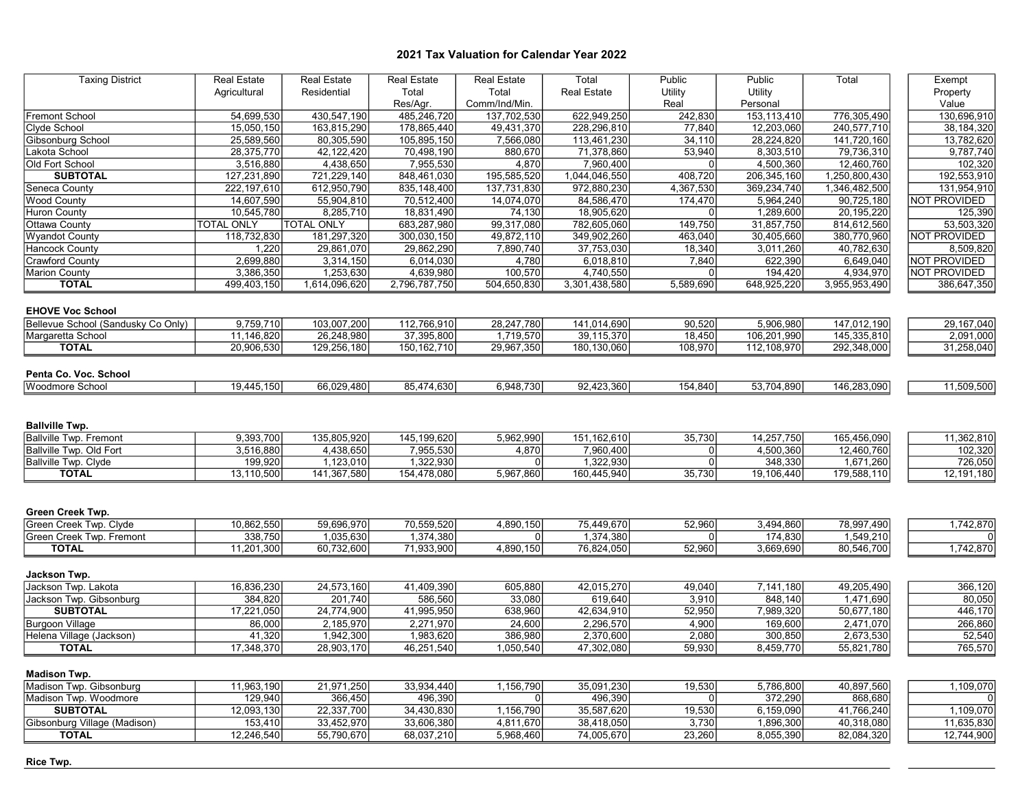# 2021 Tax Valuation for Calendar Year 2022

| Taxing District | Real Estate Agricultural | Real Estate Residential | Real Estate Total Res/Agr. | Real Estate Total Comm/Ind/Min. | Total Real Estate | Public Utility Real | Public Utility Personal | Total | Exempt Property Value |
|---|---|---|---|---|---|---|---|---|---|
| Fremont School | 54,699,530 | 430,547,190 | 485,246,720 | 137,702,530 | 622,949,250 | 242,830 | 153,113,410 | 776,305,490 | 130,696,910 |
| Clyde School | 15,050,150 | 163,815,290 | 178,865,440 | 49,431,370 | 228,296,810 | 77,840 | 12,203,060 | 240,577,710 | 38,184,320 |
| Gibsonburg School | 25,589,560 | 80,305,590 | 105,895,150 | 7,566,080 | 113,461,230 | 34,110 | 28,224,820 | 141,720,160 | 13,782,620 |
| Lakota School | 28,375,770 | 42,122,420 | 70,498,190 | 880,670 | 71,378,860 | 53,940 | 8,303,510 | 79,736,310 | 9,787,740 |
| Old Fort School | 3,516,880 | 4,438,650 | 7,955,530 | 4,870 | 7,960,400 | 0 | 4,500,360 | 12,460,760 | 102,320 |
| **SUBTOTAL** | 127,231,890 | 721,229,140 | 848,461,030 | 195,585,520 | 1,044,046,550 | 408,720 | 206,345,160 | 1,250,800,430 | 192,553,910 |
| Seneca County | 222,197,610 | 612,950,790 | 835,148,400 | 137,731,830 | 972,880,230 | 4,367,530 | 369,234,740 | 1,346,482,500 | 131,954,910 |
| Wood County | 14,607,590 | 55,904,810 | 70,512,400 | 14,074,070 | 84,586,470 | 174,470 | 5,964,240 | 90,725,180 | NOT PROVIDED |
| Huron County | 10,545,780 | 8,285,710 | 18,831,490 | 74,130 | 18,905,620 | 0 | 1,289,600 | 20,195,220 | 125,390 |
| Ottawa County | TOTAL ONLY | TOTAL ONLY | 683,287,980 | 99,317,080 | 782,605,060 | 149,750 | 31,857,750 | 814,612,560 | 53,503,320 |
| Wyandot County | 118,732,830 | 181,297,320 | 300,030,150 | 49,872,110 | 349,902,260 | 463,040 | 30,405,660 | 380,770,960 | NOT PROVIDED |
| Hancock County | 1,220 | 29,861,070 | 29,862,290 | 7,890,740 | 37,753,030 | 18,340 | 3,011,260 | 40,782,630 | 8,509,820 |
| Crawford County | 2,699,880 | 3,314,150 | 6,014,030 | 4,780 | 6,018,810 | 7,840 | 622,390 | 6,649,040 | NOT PROVIDED |
| Marion County | 3,386,350 | 1,253,630 | 4,639,980 | 100,570 | 4,740,550 | 0 | 194,420 | 4,934,970 | NOT PROVIDED |
| **TOTAL** | 499,403,150 | 1,614,096,620 | 2,796,787,750 | 504,650,830 | 3,301,438,580 | 5,589,690 | 648,925,220 | 3,955,953,490 | 386,647,350 |
| | | | | | | | | | |
| **EHOVE Voc School** | | | | | | | | | |
| Bellevue School (Sandusky Co Only) | 9,759,710 | 103,007,200 | 112,766,910 | 28,247,780 | 141,014,690 | 90,520 | 5,906,980 | 147,012,190 | 29,167,040 |
| Margaretta School | 11,146,820 | 26,248,980 | 37,395,800 | 1,719,570 | 39,115,370 | 18,450 | 106,201,990 | 145,335,810 | 2,091,000 |
| **TOTAL** | 20,906,530 | 129,256,180 | 150,162,710 | 29,967,350 | 180,130,060 | 108,970 | 112,108,970 | 292,348,000 | 31,258,040 |
| | | | | | | | | | |
| **Penta Co. Voc. School** | | | | | | | | | |
| Woodmore School | 19,445,150 | 66,029,480 | 85,474,630 | 6,948,730 | 92,423,360 | 154,840 | 53,704,890 | 146,283,090 | 11,509,500 |
| | | | | | | | | | |
| **Ballville Twp.** | | | | | | | | | |
| Ballville Twp. Fremont | 9,393,700 | 135,805,920 | 145,199,620 | 5,962,990 | 151,162,610 | 35,730 | 14,257,750 | 165,456,090 | 11,362,810 |
| Ballville Twp. Old Fort | 3,516,880 | 4,438,650 | 7,955,530 | 4,870 | 7,960,400 | 0 | 4,500,360 | 12,460,760 | 102,320 |
| Ballville Twp. Clyde | 199,920 | 1,123,010 | 1,322,930 | 0 | 1,322,930 | 0 | 348,330 | 1,671,260 | 726,050 |
| **TOTAL** | 13,110,500 | 141,367,580 | 154,478,080 | 5,967,860 | 160,445,940 | 35,730 | 19,106,440 | 179,588,110 | 12,191,180 |
| | | | | | | | | | |
| **Green Creek Twp.** | | | | | | | | | |
| Green Creek Twp. Clyde | 10,862,550 | 59,696,970 | 70,559,520 | 4,890,150 | 75,449,670 | 52,960 | 3,494,860 | 78,997,490 | 1,742,870 |
| Green Creek Twp. Fremont | 338,750 | 1,035,630 | 1,374,380 | 0 | 1,374,380 | 0 | 174,830 | 1,549,210 | 0 |
| **TOTAL** | 11,201,300 | 60,732,600 | 71,933,900 | 4,890,150 | 76,824,050 | 52,960 | 3,669,690 | 80,546,700 | 1,742,870 |
| | | | | | | | | | |
| **Jackson Twp.** | | | | | | | | | |
| Jackson Twp. Lakota | 16,836,230 | 24,573,160 | 41,409,390 | 605,880 | 42,015,270 | 49,040 | 7,141,180 | 49,205,490 | 366,120 |
| Jackson Twp. Gibsonburg | 384,820 | 201,740 | 586,560 | 33,080 | 619,640 | 3,910 | 848,140 | 1,471,690 | 80,050 |
| **SUBTOTAL** | 17,221,050 | 24,774,900 | 41,995,950 | 638,960 | 42,634,910 | 52,950 | 7,989,320 | 50,677,180 | 446,170 |
| Burgoon Village | 86,000 | 2,185,970 | 2,271,970 | 24,600 | 2,296,570 | 4,900 | 169,600 | 2,471,070 | 266,860 |
| Helena Village (Jackson) | 41,320 | 1,942,300 | 1,983,620 | 386,980 | 2,370,600 | 2,080 | 300,850 | 2,673,530 | 52,540 |
| **TOTAL** | 17,348,370 | 28,903,170 | 46,251,540 | 1,050,540 | 47,302,080 | 59,930 | 8,459,770 | 55,821,780 | 765,570 |
| | | | | | | | | | |
| **Madison Twp.** | | | | | | | | | |
| Madison Twp. Gibsonburg | 11,963,190 | 21,971,250 | 33,934,440 | 1,156,790 | 35,091,230 | 19,530 | 5,786,800 | 40,897,560 | 1,109,070 |
| Madison Twp. Woodmore | 129,940 | 366,450 | 496,390 | 0 | 496,390 | 0 | 372,290 | 868,680 | 0 |
| **SUBTOTAL** | 12,093,130 | 22,337,700 | 34,430,830 | 1,156,790 | 35,587,620 | 19,530 | 6,159,090 | 41,766,240 | 1,109,070 |
| Gibsonburg Village (Madison) | 153,410 | 33,452,970 | 33,606,380 | 4,811,670 | 38,418,050 | 3,730 | 1,896,300 | 40,318,080 | 11,635,830 |
| **TOTAL** | 12,246,540 | 55,790,670 | 68,037,210 | 5,968,460 | 74,005,670 | 23,260 | 8,055,390 | 82,084,320 | 12,744,900 |
| | | | | | | | | | |
| **Rice Twp.** | | | | | | | | | |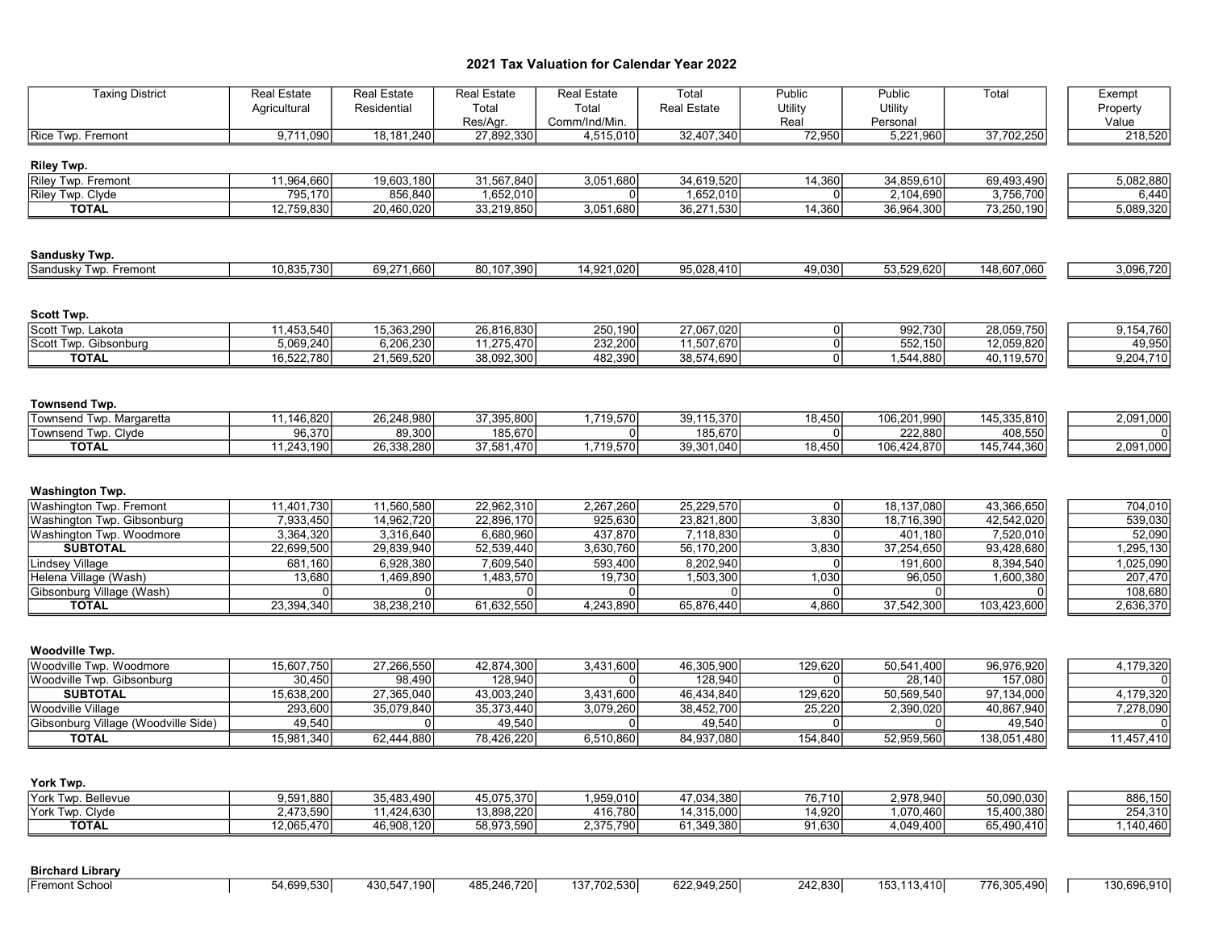# 2021 Tax Valuation for Calendar Year 2022

| Taxing District | Real Estate Agricultural | Real Estate Residential | Real Estate Total Res/Agr. | Real Estate Total Comm/Ind/Min. | Total Real Estate | Public Utility Real | Public Utility Personal | Total | Exempt Property Value |
|---|---|---|---|---|---|---|---|---|---|
| Rice Twp. Fremont | 9,711,090 | 18,181,240 | 27,892,330 | 4,515,010 | 32,407,340 | 72,950 | 5,221,960 | 37,702,250 | 218,520 |
| **Riley Twp.** | | | | | | | | | |
| Riley Twp. Fremont | 11,964,660 | 19,603,180 | 31,567,840 | 3,051,680 | 34,619,520 | 14,360 | 34,859,610 | 69,493,490 | 5,082,880 |
| Riley Twp. Clyde | 795,170 | 856,840 | 1,652,010 | 0 | 1,652,010 | 0 | 2,104,690 | 3,756,700 | 6,440 |
| **TOTAL** | 12,759,830 | 20,460,020 | 33,219,850 | 3,051,680 | 36,271,530 | 14,360 | 36,964,300 | 73,250,190 | 5,089,320 |
| **Sandusky Twp.** | | | | | | | | | |
| Sandusky Twp. Fremont | 10,835,730 | 69,271,660 | 80,107,390 | 14,921,020 | 95,028,410 | 49,030 | 53,529,620 | 148,607,060 | 3,096,720 |
| **Scott Twp.** | | | | | | | | | |
| Scott Twp. Lakota | 11,453,540 | 15,363,290 | 26,816,830 | 250,190 | 27,067,020 | 0 | 992,730 | 28,059,750 | 9,154,760 |
| Scott Twp. Gibsonburg | 5,069,240 | 6,206,230 | 11,275,470 | 232,200 | 11,507,670 | 0 | 552,150 | 12,059,820 | 49,950 |
| **TOTAL** | 16,522,780 | 21,569,520 | 38,092,300 | 482,390 | 38,574,690 | 0 | 1,544,880 | 40,119,570 | 9,204,710 |
| **Townsend Twp.** | | | | | | | | | |
| Townsend Twp. Margaretta | 11,146,820 | 26,248,980 | 37,395,800 | 1,719,570 | 39,115,370 | 18,450 | 106,201,990 | 145,335,810 | 2,091,000 |
| Townsend Twp. Clyde | 96,370 | 89,300 | 185,670 | 0 | 185,670 | 0 | 222,880 | 408,550 | 0 |
| **TOTAL** | 11,243,190 | 26,338,280 | 37,581,470 | 1,719,570 | 39,301,040 | 18,450 | 106,424,870 | 145,744,360 | 2,091,000 |
| **Washington Twp.** | | | | | | | | | |
| Washington Twp. Fremont | 11,401,730 | 11,560,580 | 22,962,310 | 2,267,260 | 25,229,570 | 0 | 18,137,080 | 43,366,650 | 704,010 |
| Washington Twp. Gibsonburg | 7,933,450 | 14,962,720 | 22,896,170 | 925,630 | 23,821,800 | 3,830 | 18,716,390 | 42,542,020 | 539,030 |
| Washington Twp. Woodmore | 3,364,320 | 3,316,640 | 6,680,960 | 437,870 | 7,118,830 | 0 | 401,180 | 7,520,010 | 52,090 |
| **SUBTOTAL** | 22,699,500 | 29,839,940 | 52,539,440 | 3,630,760 | 56,170,200 | 3,830 | 37,254,650 | 93,428,680 | 1,295,130 |
| Lindsey Village | 681,160 | 6,928,380 | 7,609,540 | 593,400 | 8,202,940 | 0 | 191,600 | 8,394,540 | 1,025,090 |
| Helena Village (Wash) | 13,680 | 1,469,890 | 1,483,570 | 19,730 | 1,503,300 | 1,030 | 96,050 | 1,600,380 | 207,470 |
| Gibsonburg Village (Wash) | 0 | 0 | 0 | 0 | 0 | 0 | 0 | 0 | 108,680 |
| **TOTAL** | 23,394,340 | 38,238,210 | 61,632,550 | 4,243,890 | 65,876,440 | 4,860 | 37,542,300 | 103,423,600 | 2,636,370 |
| **Woodville Twp.** | | | | | | | | | |
| Woodville Twp. Woodmore | 15,607,750 | 27,266,550 | 42,874,300 | 3,431,600 | 46,305,900 | 129,620 | 50,541,400 | 96,976,920 | 4,179,320 |
| Woodville Twp. Gibsonburg | 30,450 | 98,490 | 128,940 | 0 | 128,940 | 0 | 28,140 | 157,080 | 0 |
| **SUBTOTAL** | 15,638,200 | 27,365,040 | 43,003,240 | 3,431,600 | 46,434,840 | 129,620 | 50,569,540 | 97,134,000 | 4,179,320 |
| Woodville Village | 293,600 | 35,079,840 | 35,373,440 | 3,079,260 | 38,452,700 | 25,220 | 2,390,020 | 40,867,940 | 7,278,090 |
| Gibsonburg Village (Woodville Side) | 49,540 | 0 | 49,540 | 0 | 49,540 | 0 | 0 | 49,540 | 0 |
| **TOTAL** | 15,981,340 | 62,444,880 | 78,426,220 | 6,510,860 | 84,937,080 | 154,840 | 52,959,560 | 138,051,480 | 11,457,410 |
| **York Twp.** | | | | | | | | | |
| York Twp. Bellevue | 9,591,880 | 35,483,490 | 45,075,370 | 1,959,010 | 47,034,380 | 76,710 | 2,978,940 | 50,090,030 | 886,150 |
| York Twp. Clyde | 2,473,590 | 11,424,630 | 13,898,220 | 416,780 | 14,315,000 | 14,920 | 1,070,460 | 15,400,380 | 254,310 |
| **TOTAL** | 12,065,470 | 46,908,120 | 58,973,590 | 2,375,790 | 61,349,380 | 91,630 | 4,049,400 | 65,490,410 | 1,140,460 |
| **Birchard Library** | | | | | | | | | |
| Fremont School | 54,699,530 | 430,547,190 | 485,246,720 | 137,702,530 | 622,949,250 | 242,830 | 153,113,410 | 776,305,490 | 130,696,910 |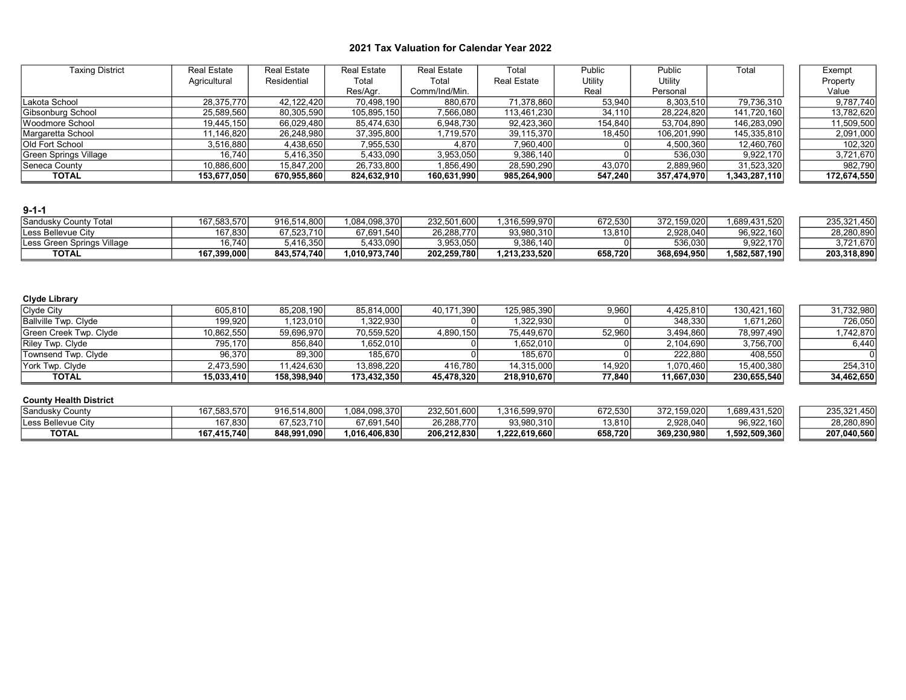## 2021 Tax Valuation for Calendar Year 2022

| Taxing District | Real Estate Agricultural | Real Estate Residential | Real Estate Total Res/Agr. | Real Estate Total Comm/Ind/Min. | Total Real Estate | Public Utility Real | Public Utility Personal | Total | Exempt Property Value |
|---|---|---|---|---|---|---|---|---|---|
| Lakota School | 28,375,770 | 42,122,420 | 70,498,190 | 880,670 | 71,378,860 | 53,940 | 8,303,510 | 79,736,310 | 9,787,740 |
| Gibsonburg School | 25,589,560 | 80,305,590 | 105,895,150 | 7,566,080 | 113,461,230 | 34,110 | 28,224,820 | 141,720,160 | 13,782,620 |
| Woodmore School | 19,445,150 | 66,029,480 | 85,474,630 | 6,948,730 | 92,423,360 | 154,840 | 53,704,890 | 146,283,090 | 11,509,500 |
| Margaretta School | 11,146,820 | 26,248,980 | 37,395,800 | 1,719,570 | 39,115,370 | 18,450 | 106,201,990 | 145,335,810 | 2,091,000 |
| Old Fort School | 3,516,880 | 4,438,650 | 7,955,530 | 4,870 | 7,960,400 | 0 | 4,500,360 | 12,460,760 | 102,320 |
| Green Springs Village | 16,740 | 5,416,350 | 5,433,090 | 3,953,050 | 9,386,140 | 0 | 536,030 | 9,922,170 | 3,721,670 |
| Seneca County | 10,886,600 | 15,847,200 | 26,733,800 | 1,856,490 | 28,590,290 | 43,070 | 2,889,960 | 31,523,320 | 982,790 |
| **TOTAL** | **153,677,050** | **670,955,860** | **824,632,910** | **160,631,990** | **985,264,900** | **547,240** | **357,474,970** | **1,343,287,110** | **172,674,550** |

**9-1-1**

| | | | | | | | | | |
|---|---|---|---|---|---|---|---|---|---|
| Sandusky County Total | 167,583,570 | 916,514,800 | 1,084,098,370 | 232,501,600 | 1,316,599,970 | 672,530 | 372,159,020 | 1,689,431,520 | 235,321,450 |
| Less Bellevue City | 167,830 | 67,523,710 | 67,691,540 | 26,288,770 | 93,980,310 | 13,810 | 2,928,040 | 96,922,160 | 28,280,890 |
| Less Green Springs Village | 16,740 | 5,416,350 | 5,433,090 | 3,953,050 | 9,386,140 | 0 | 536,030 | 9,922,170 | 3,721,670 |
| **TOTAL** | **167,399,000** | **843,574,740** | **1,010,973,740** | **202,259,780** | **1,213,233,520** | **658,720** | **368,694,950** | **1,582,587,190** | **203,318,890** |

**Clyde Library**

| | | | | | | | | | |
|---|---|---|---|---|---|---|---|---|---|
| Clyde City | 605,810 | 85,208,190 | 85,814,000 | 40,171,390 | 125,985,390 | 9,960 | 4,425,810 | 130,421,160 | 31,732,980 |
| Ballville Twp. Clyde | 199,920 | 1,123,010 | 1,322,930 | 0 | 1,322,930 | 0 | 348,330 | 1,671,260 | 726,050 |
| Green Creek Twp. Clyde | 10,862,550 | 59,696,970 | 70,559,520 | 4,890,150 | 75,449,670 | 52,960 | 3,494,860 | 78,997,490 | 1,742,870 |
| Riley Twp. Clyde | 795,170 | 856,840 | 1,652,010 | 0 | 1,652,010 | 0 | 2,104,690 | 3,756,700 | 6,440 |
| Townsend Twp. Clyde | 96,370 | 89,300 | 185,670 | 0 | 185,670 | 0 | 222,880 | 408,550 | 0 |
| York Twp. Clyde | 2,473,590 | 11,424,630 | 13,898,220 | 416,780 | 14,315,000 | 14,920 | 1,070,460 | 15,400,380 | 254,310 |
| **TOTAL** | **15,033,410** | **158,398,940** | **173,432,350** | **45,478,320** | **218,910,670** | **77,840** | **11,667,030** | **230,655,540** | **34,462,650** |

**County Health District**

| | | | | | | | | | |
|---|---|---|---|---|---|---|---|---|---|
| Sandusky County | 167,583,570 | 916,514,800 | 1,084,098,370 | 232,501,600 | 1,316,599,970 | 672,530 | 372,159,020 | 1,689,431,520 | 235,321,450 |
| Less Bellevue City | 167,830 | 67,523,710 | 67,691,540 | 26,288,770 | 93,980,310 | 13,810 | 2,928,040 | 96,922,160 | 28,280,890 |
| **TOTAL** | **167,415,740** | **848,991,090** | **1,016,406,830** | **206,212,830** | **1,222,619,660** | **658,720** | **369,230,980** | **1,592,509,360** | **207,040,560** |